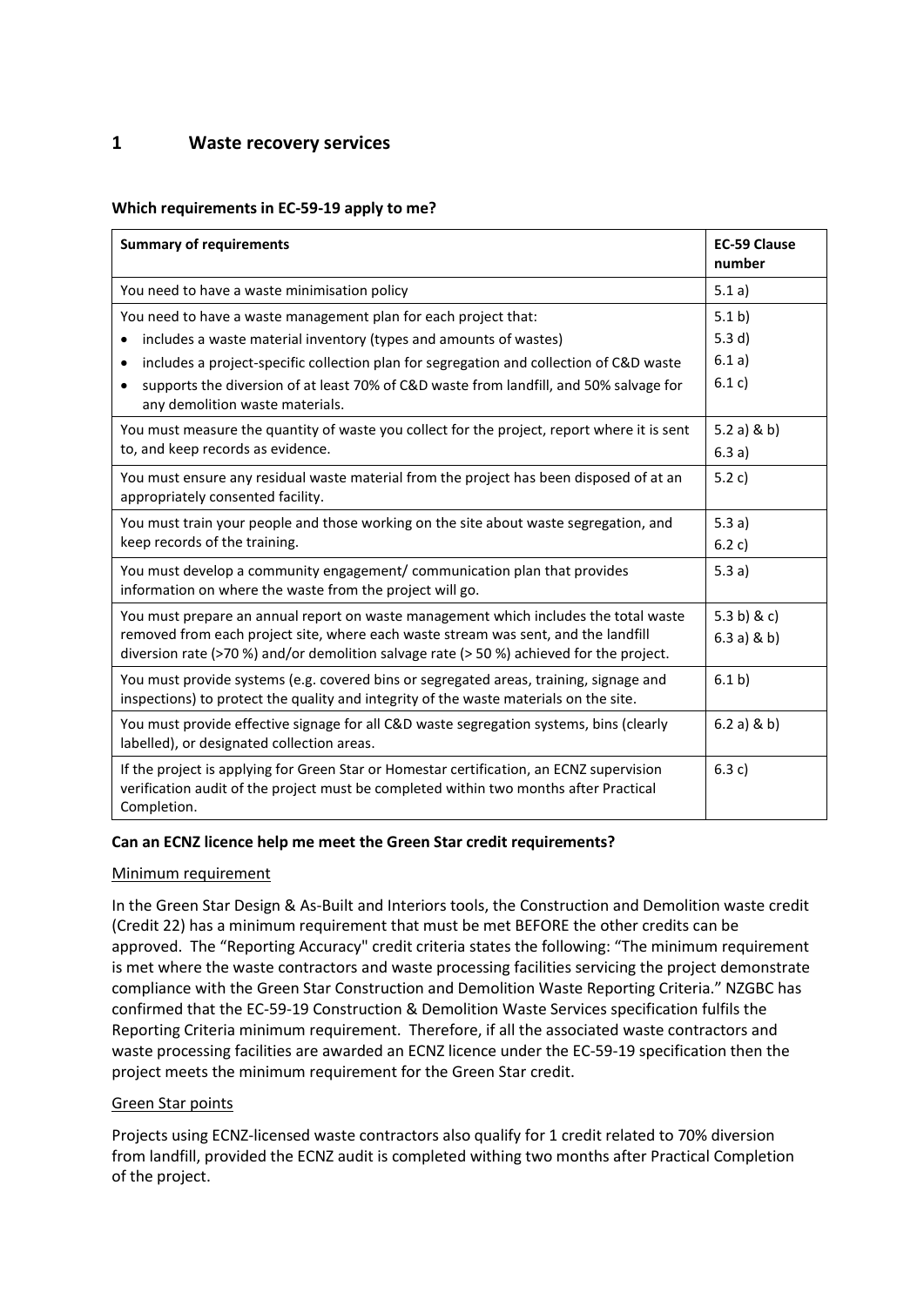# 1 Waste recovery services

**Which requirements in EC-59-19 apply to me?**

| **Summary of requirements** | **EC-59 Clause number** |
|---|---|
| You need to have a waste minimisation policy | 5.1 a) |
| You need to have a waste management plan for each project that:<br>• includes a waste material inventory (types and amounts of wastes)<br>• includes a project-specific collection plan for segregation and collection of C&D waste<br>• supports the diversion of at least 70% of C&D waste from landfill, and 50% salvage for any demolition waste materials. | 5.1 b)<br>5.3 d)<br>6.1 a)<br>6.1 c) |
| You must measure the quantity of waste you collect for the project, report where it is sent to, and keep records as evidence. | 5.2 a) & b)<br>6.3 a) |
| You must ensure any residual waste material from the project has been disposed of at an appropriately consented facility. | 5.2 c) |
| You must train your people and those working on the site about waste segregation, and keep records of the training. | 5.3 a)<br>6.2 c) |
| You must develop a community engagement/ communication plan that provides information on where the waste from the project will go. | 5.3 a) |
| You must prepare an annual report on waste management which includes the total waste removed from each project site, where each waste stream was sent, and the landfill diversion rate (>70 %) and/or demolition salvage rate (> 50 %) achieved for the project. | 5.3 b) & c)<br>6.3 a) & b) |
| You must provide systems (e.g. covered bins or segregated areas, training, signage and inspections) to protect the quality and integrity of the waste materials on the site. | 6.1 b) |
| You must provide effective signage for all C&D waste segregation systems, bins (clearly labelled), or designated collection areas. | 6.2 a) & b) |
| If the project is applying for Green Star or Homestar certification, an ECNZ supervision verification audit of the project must be completed within two months after Practical Completion. | 6.3 c) |

**Can an ECNZ licence help me meet the Green Star credit requirements?**

Minimum requirement

In the Green Star Design & As-Built and Interiors tools, the Construction and Demolition waste credit (Credit 22) has a minimum requirement that must be met BEFORE the other credits can be approved. The "Reporting Accuracy" credit criteria states the following: "The minimum requirement is met where the waste contractors and waste processing facilities servicing the project demonstrate compliance with the Green Star Construction and Demolition Waste Reporting Criteria." NZGBC has confirmed that the EC-59-19 Construction & Demolition Waste Services specification fulfils the Reporting Criteria minimum requirement. Therefore, if all the associated waste contractors and waste processing facilities are awarded an ECNZ licence under the EC-59-19 specification then the project meets the minimum requirement for the Green Star credit.

Green Star points

Projects using ECNZ-licensed waste contractors also qualify for 1 credit related to 70% diversion from landfill, provided the ECNZ audit is completed withing two months after Practical Completion of the project.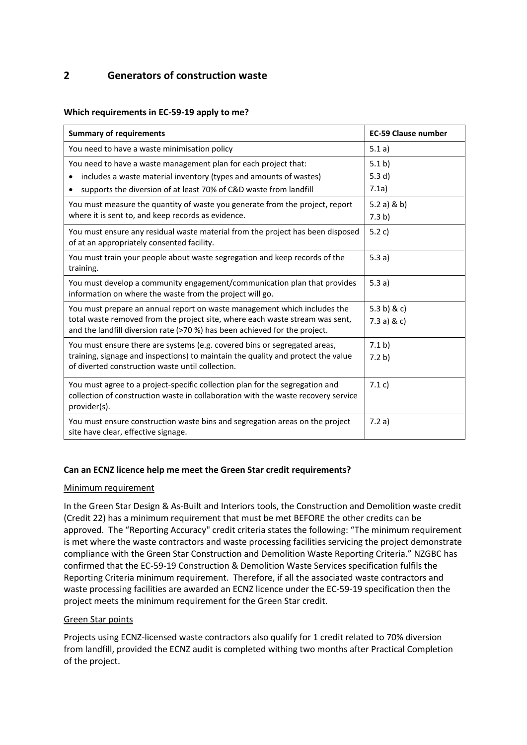## 2 Generators of construction waste

**Which requirements in EC-59-19 apply to me?**

| Summary of requirements | EC-59 Clause number |
|---|---|
| You need to have a waste minimisation policy | 5.1 a) |
| You need to have a waste management plan for each project that:<br>• includes a waste material inventory (types and amounts of wastes)<br>• supports the diversion of at least 70% of C&D waste from landfill | 5.1 b)<br>5.3 d)<br>7.1a) |
| You must measure the quantity of waste you generate from the project, report where it is sent to, and keep records as evidence. | 5.2 a) & b)<br>7.3 b) |
| You must ensure any residual waste material from the project has been disposed of at an appropriately consented facility. | 5.2 c) |
| You must train your people about waste segregation and keep records of the training. | 5.3 a) |
| You must develop a community engagement/communication plan that provides information on where the waste from the project will go. | 5.3 a) |
| You must prepare an annual report on waste management which includes the total waste removed from the project site, where each waste stream was sent, and the landfill diversion rate (>70 %) has been achieved for the project. | 5.3 b) & c)<br>7.3 a) & c) |
| You must ensure there are systems (e.g. covered bins or segregated areas, training, signage and inspections) to maintain the quality and protect the value of diverted construction waste until collection. | 7.1 b)<br>7.2 b) |
| You must agree to a project-specific collection plan for the segregation and collection of construction waste in collaboration with the waste recovery service provider(s). | 7.1 c) |
| You must ensure construction waste bins and segregation areas on the project site have clear, effective signage. | 7.2 a) |

**Can an ECNZ licence help me meet the Green Star credit requirements?**

Minimum requirement

In the Green Star Design & As-Built and Interiors tools, the Construction and Demolition waste credit (Credit 22) has a minimum requirement that must be met BEFORE the other credits can be approved. The "Reporting Accuracy" credit criteria states the following: "The minimum requirement is met where the waste contractors and waste processing facilities servicing the project demonstrate compliance with the Green Star Construction and Demolition Waste Reporting Criteria." NZGBC has confirmed that the EC-59-19 Construction & Demolition Waste Services specification fulfils the Reporting Criteria minimum requirement. Therefore, if all the associated waste contractors and waste processing facilities are awarded an ECNZ licence under the EC-59-19 specification then the project meets the minimum requirement for the Green Star credit.

Green Star points

Projects using ECNZ-licensed waste contractors also qualify for 1 credit related to 70% diversion from landfill, provided the ECNZ audit is completed withing two months after Practical Completion of the project.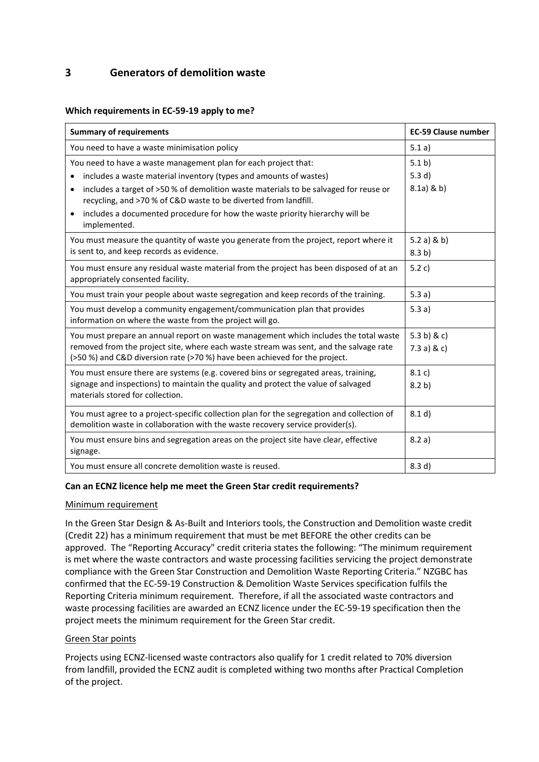# 3 Generators of demolition waste

**Which requirements in EC-59-19 apply to me?**

| Summary of requirements | EC-59 Clause number |
|---|---|
| You need to have a waste minimisation policy | 5.1 a) |
| You need to have a waste management plan for each project that: <br>• includes a waste material inventory (types and amounts of wastes) <br>• includes a target of >50 % of demolition waste materials to be salvaged for reuse or recycling, and >70 % of C&D waste to be diverted from landfill. <br>• includes a documented procedure for how the waste priority hierarchy will be implemented. | 5.1 b) <br>5.3 d) <br>8.1a) & b) |
| You must measure the quantity of waste you generate from the project, report where it is sent to, and keep records as evidence. | 5.2 a) & b) <br>8.3 b) |
| You must ensure any residual waste material from the project has been disposed of at an appropriately consented facility. | 5.2 c) |
| You must train your people about waste segregation and keep records of the training. | 5.3 a) |
| You must develop a community engagement/communication plan that provides information on where the waste from the project will go. | 5.3 a) |
| You must prepare an annual report on waste management which includes the total waste removed from the project site, where each waste stream was sent, and the salvage rate (>50 %) and C&D diversion rate (>70 %) have been achieved for the project. | 5.3 b) & c) <br>7.3 a) & c) |
| You must ensure there are systems (e.g. covered bins or segregated areas, training, signage and inspections) to maintain the quality and protect the value of salvaged materials stored for collection. | 8.1 c) <br>8.2 b) |
| You must agree to a project-specific collection plan for the segregation and collection of demolition waste in collaboration with the waste recovery service provider(s). | 8.1 d) |
| You must ensure bins and segregation areas on the project site have clear, effective signage. | 8.2 a) |
| You must ensure all concrete demolition waste is reused. | 8.3 d) |

**Can an ECNZ licence help me meet the Green Star credit requirements?**

Minimum requirement

In the Green Star Design & As-Built and Interiors tools, the Construction and Demolition waste credit (Credit 22) has a minimum requirement that must be met BEFORE the other credits can be approved. The "Reporting Accuracy" credit criteria states the following: "The minimum requirement is met where the waste contractors and waste processing facilities servicing the project demonstrate compliance with the Green Star Construction and Demolition Waste Reporting Criteria." NZGBC has confirmed that the EC-59-19 Construction & Demolition Waste Services specification fulfils the Reporting Criteria minimum requirement. Therefore, if all the associated waste contractors and waste processing facilities are awarded an ECNZ licence under the EC-59-19 specification then the project meets the minimum requirement for the Green Star credit.

Green Star points

Projects using ECNZ-licensed waste contractors also qualify for 1 credit related to 70% diversion from landfill, provided the ECNZ audit is completed withing two months after Practical Completion of the project.